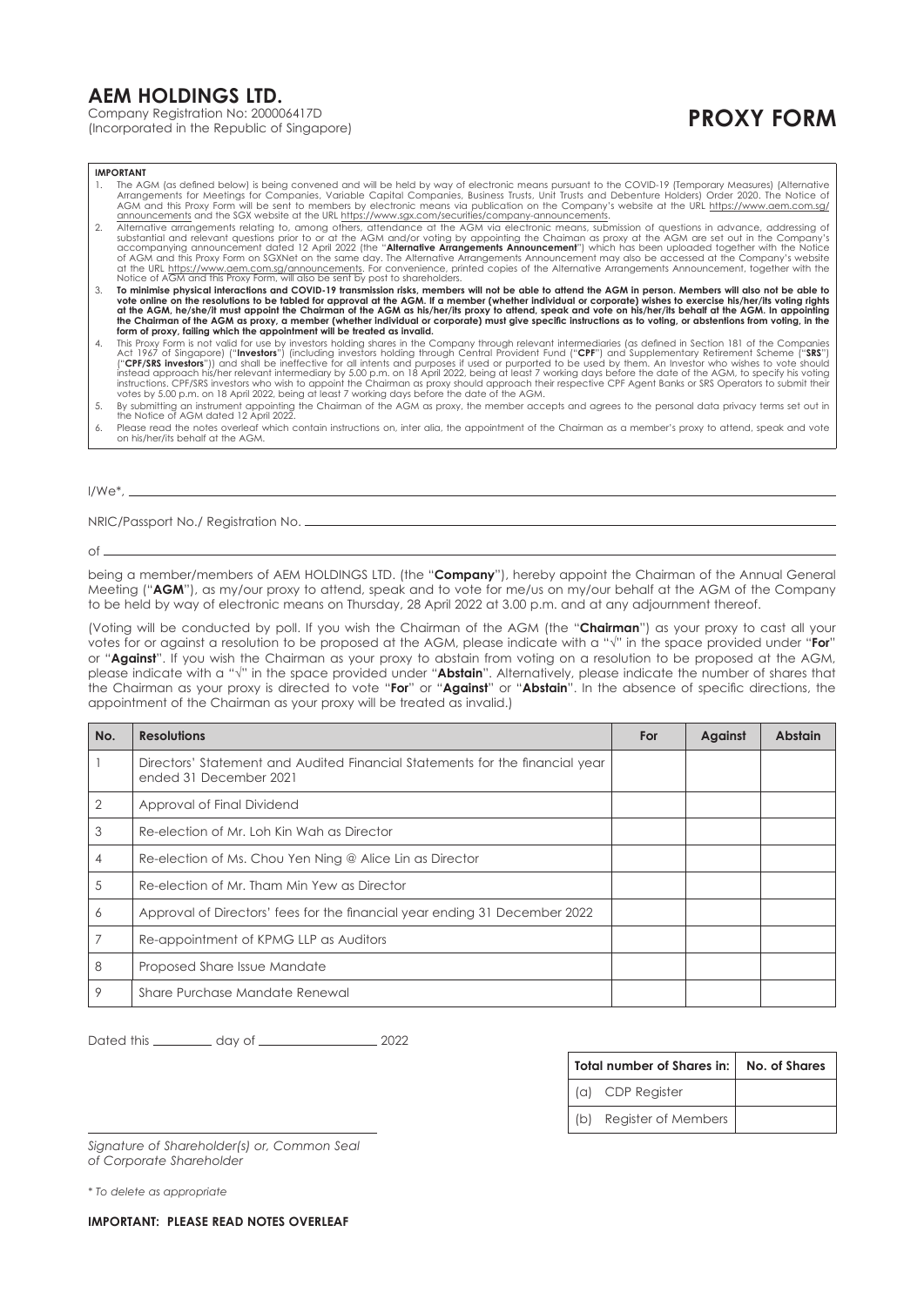# AEM HOLDINGS LTD.

Company Registration No: 200006417D
(Incorporated in the Republic of Singapore)

# PROXY FORM

**IMPORTANT**

1. The AGM (as defined below) is being convened and will be held by way of electronic means pursuant to the COVID-19 (Temporary Measures) (Alternative Arrangements for Meetings for Companies, Variable Capital Companies, Business Trusts, Unit Trusts and Debenture Holders) Order 2020. The Notice of AGM and this Proxy Form will be sent to members by electronic means via publication on the Company's website at the URL https://www.aem.com.sg/announcements and the SGX website at the URL https://www.sgx.com/securities/company-announcements.
2. Alternative arrangements relating to, among others, attendance at the AGM via electronic means, submission of questions in advance, addressing of substantial and relevant questions prior to or at the AGM and/or voting by appointing the Chaiman as proxy at the AGM are set out in the Company's accompanying announcement dated 12 April 2022 (the "**Alternative Arrangements Announcement**") which has been uploaded together with the Notice of AGM and this Proxy Form on SGXNet on the same day. The Alternative Arrangements Announcement may also be accessed at the Company's website at the URL https://www.aem.com.sg/announcements. For convenience, printed copies of the Alternative Arrangements Announcement, together with the Notice of AGM and this Proxy Form, will also be sent by post to shareholders.
3. **To minimise physical interactions and COVID-19 transmission risks, members will not be able to attend the AGM in person. Members will also not be able to vote online on the resolutions to be tabled for approval at the AGM. If a member (whether individual or corporate) wishes to exercise his/her/its voting rights at the AGM, he/she/it must appoint the Chairman of the AGM as his/her/its proxy to attend, speak and vote on his/her/its behalf at the AGM. In appointing the Chairman of the AGM as proxy, a member (whether individual or corporate) must give specific instructions as to voting, or abstentions from voting, in the form of proxy, failing which the appointment will be treated as invalid.**
4. This Proxy Form is not valid for use by investors holding shares in the Company through relevant intermediaries (as defined in Section 181 of the Companies Act 1967 of Singapore) ("**Investors**") (including investors holding through Central Provident Fund ("**CPF**") and Supplementary Retirement Scheme ("**SRS**") ("**CPF/SRS Investors**")) and shall be ineffective for all intents and purposes if used or purported to be used by them. An Investor who wishes to vote should instead approach his/her relevant intermediary by 5.00 p.m. on 18 April 2022, being at least 7 working days before the date of the AGM, to specify his voting instructions. CPF/SRS investors who wish to appoint the Chairman as proxy should approach their respective CPF Agent Banks or SRS Operators to submit their votes by 5.00 p.m. on 18 April 2022, being at least 7 working days before the date of the AGM.
5. By submitting an instrument appointing the Chairman of the AGM as proxy, the member accepts and agrees to the personal data privacy terms set out in the Notice of AGM dated 12 April 2022.
6. Please read the notes overleaf which contain instructions on, inter alia, the appointment of the Chairman as a member's proxy to attend, speak and vote on his/her/its behalf at the AGM.

I/We*, ______________________________________________________________

NRIC/Passport No./ Registration No. ______________________________________

of ______________________________________________________________

being a member/members of AEM HOLDINGS LTD. (the "**Company**"), hereby appoint the Chairman of the Annual General Meeting ("**AGM**"), as my/our proxy to attend, speak and to vote for me/us on my/our behalf at the AGM of the Company to be held by way of electronic means on Thursday, 28 April 2022 at 3.00 p.m. and at any adjournment thereof.

(Voting will be conducted by poll. If you wish the Chairman of the AGM (the "**Chairman**") as your proxy to cast all your votes for or against a resolution to be proposed at the AGM, please indicate with a "√" in the space provided under "**For**" or "**Against**". If you wish the Chairman as your proxy to abstain from voting on a resolution to be proposed at the AGM, please indicate with a "√" in the space provided under "**Abstain**". Alternatively, please indicate the number of shares that the Chairman as your proxy is directed to vote "**For**" or "**Against**" or "**Abstain**". In the absence of specific directions, the appointment of the Chairman as your proxy will be treated as invalid.)

| No. | Resolutions | For | Against | Abstain |
|---|---|---|---|---|
| 1 | Directors' Statement and Audited Financial Statements for the financial year ended 31 December 2021 | | | |
| 2 | Approval of Final Dividend | | | |
| 3 | Re-election of Mr. Loh Kin Wah as Director | | | |
| 4 | Re-election of Ms. Chou Yen Ning @ Alice Lin as Director | | | |
| 5 | Re-election of Mr. Tham Min Yew as Director | | | |
| 6 | Approval of Directors' fees for the financial year ending 31 December 2022 | | | |
| 7 | Re-appointment of KPMG LLP as Auditors | | | |
| 8 | Proposed Share Issue Mandate | | | |
| 9 | Share Purchase Mandate Renewal | | | |

Dated this __________ day of ____________________ 2022

| Total number of Shares in: | No. of Shares |
|---|---|
| (a) CDP Register | |
| (b) Register of Members | |

______________________________________

*Signature of Shareholder(s) or, Common Seal of Corporate Shareholder*

*\* To delete as appropriate*

**IMPORTANT: PLEASE READ NOTES OVERLEAF**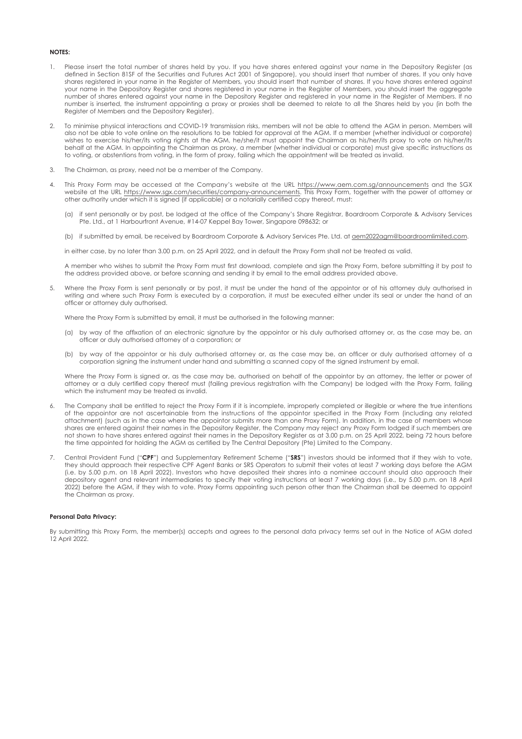**NOTES:**

1. Please insert the total number of shares held by you. If you have shares entered against your name in the Depository Register (as defined in Section 81SF of the Securities and Futures Act 2001 of Singapore), you should insert that number of shares. If you only have shares registered in your name in the Register of Members, you should insert that number of shares. If you have shares entered against your name in the Depository Register and shares registered in your name in the Register of Members, you should insert the aggregate number of shares entered against your name in the Depository Register and registered in your name in the Register of Members. If no number is inserted, the instrument appointing a proxy or proxies shall be deemed to relate to all the Shares held by you (in both the Register of Members and the Depository Register).

2. To minimise physical interactions and COVID-19 transmission risks, members will not be able to attend the AGM in person. Members will also not be able to vote online on the resolutions to be tabled for approval at the AGM. If a member (whether individual or corporate) wishes to exercise his/her/its voting rights at the AGM, he/she/it must appoint the Chairman as his/her/its proxy to vote on his/her/its behalf at the AGM. In appointing the Chairman as proxy, a member (whether individual or corporate) must give specific instructions as to voting, or abstentions from voting, in the form of proxy, failing which the appointment will be treated as invalid.

3. The Chairman, as proxy, need not be a member of the Company.

4. This Proxy Form may be accessed at the Company's website at the URL https://www.aem.com.sg/announcements and the SGX website at the URL https://www.sgx.com/securities/company-announcements. This Proxy Form, together with the power of attorney or other authority under which it is signed (if applicable) or a notarially certified copy thereof, must:

   (a) if sent personally or by post, be lodged at the office of the Company's Share Registrar, Boardroom Corporate & Advisory Services Pte. Ltd., at 1 Harbourfront Avenue, #14-07 Keppel Bay Tower, Singapore 098632; or

   (b) if submitted by email, be received by Boardroom Corporate & Advisory Services Pte. Ltd. at aem2022agm@boardroomlimited.com.

   in either case, by no later than 3.00 p.m. on 25 April 2022, and in default the Proxy Form shall not be treated as valid.

   A member who wishes to submit the Proxy Form must first download, complete and sign the Proxy Form, before submitting it by post to the address provided above, or before scanning and sending it by email to the email address provided above.

5. Where the Proxy Form is sent personally or by post, it must be under the hand of the appointor or of his attorney duly authorised in writing and where such Proxy Form is executed by a corporation, it must be executed either under its seal or under the hand of an officer or attorney duly authorised.

   Where the Proxy Form is submitted by email, it must be authorised in the following manner:

   (a) by way of the affixation of an electronic signature by the appointor or his duly authorised attorney or, as the case may be, an officer or duly authorised attorney of a corporation; or

   (b) by way of the appointor or his duly authorised attorney or, as the case may be, an officer or duly authorised attorney of a corporation signing the instrument under hand and submitting a scanned copy of the signed instrument by email.

   Where the Proxy Form is signed or, as the case may be, authorised on behalf of the appointor by an attorney, the letter or power of attorney or a duly certified copy thereof must (failing previous registration with the Company) be lodged with the Proxy Form, failing which the instrument may be treated as invalid.

6. The Company shall be entitled to reject the Proxy Form if it is incomplete, improperly completed or illegible or where the true intentions of the appointor are not ascertainable from the instructions of the appointor specified in the Proxy Form (including any related attachment) (such as in the case where the appointor submits more than one Proxy Form). In addition, in the case of members whose shares are entered against their names in the Depository Register, the Company may reject any Proxy Form lodged if such members are not shown to have shares entered against their names in the Depository Register as at 3.00 p.m. on 25 April 2022, being 72 hours before the time appointed for holding the AGM as certified by The Central Depository (Pte) Limited to the Company.

7. Central Provident Fund ("**CPF**") and Supplementary Retirement Scheme ("**SRS**") investors should be informed that if they wish to vote, they should approach their respective CPF Agent Banks or SRS Operators to submit their votes at least 7 working days before the AGM (i.e. by 5.00 p.m. on 18 April 2022). Investors who have deposited their shares into a nominee account should also approach their depository agent and relevant intermediaries to specify their voting instructions at least 7 working days (i.e., by 5.00 p.m. on 18 April 2022) before the AGM, if they wish to vote. Proxy Forms appointing such person other than the Chairman shall be deemed to appoint the Chairman as proxy.

**Personal Data Privacy:**

By submitting this Proxy Form, the member(s) accepts and agrees to the personal data privacy terms set out in the Notice of AGM dated 12 April 2022.